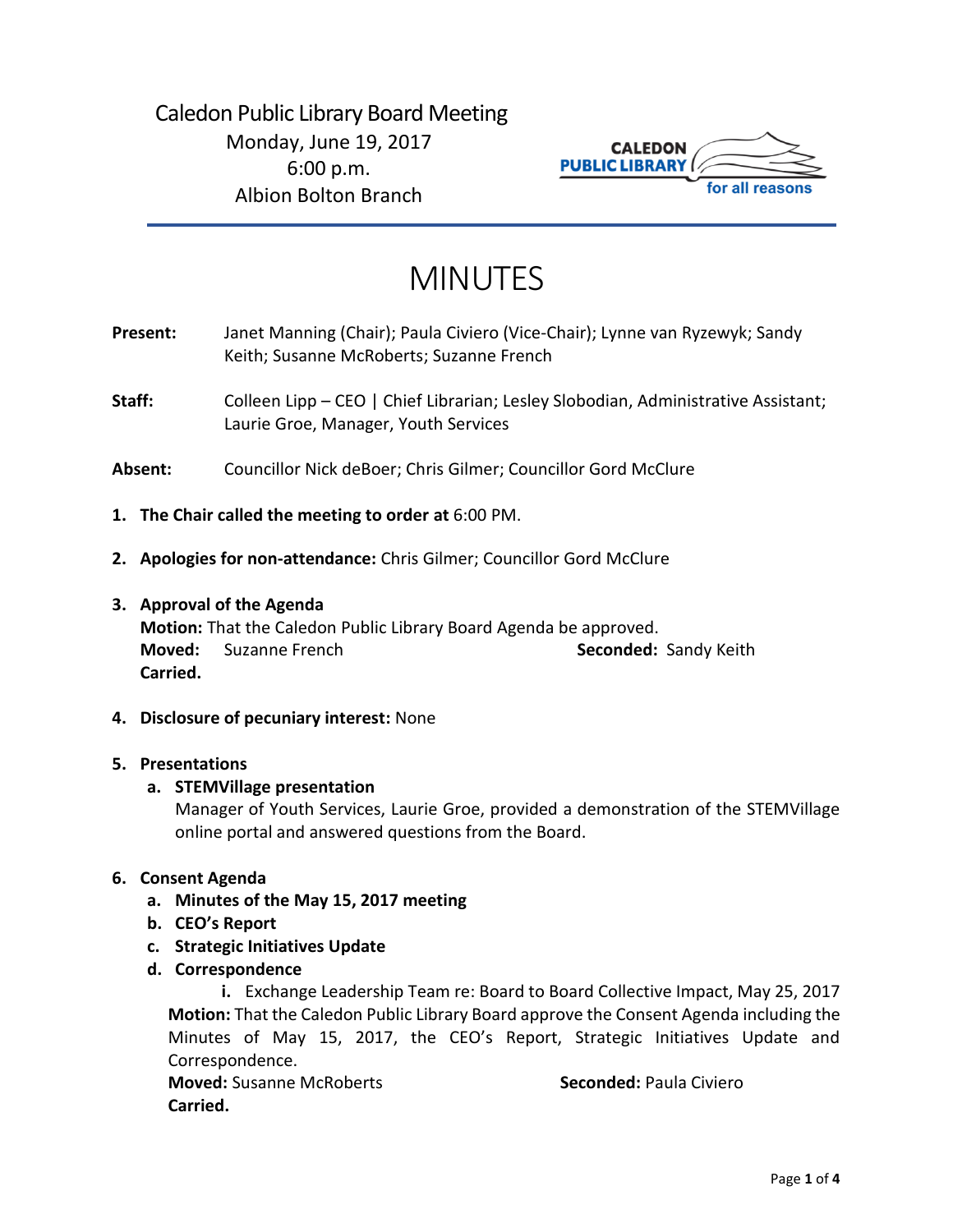Caledon Public Library Board Meeting
Monday, June 19, 2017
6:00 p.m.
Albion Bolton Branch

CALEDON PUBLIC LIBRARY
for all reasons

# MINUTES

**Present:** Janet Manning (Chair); Paula Civiero (Vice-Chair); Lynne van Ryzewyk; Sandy Keith; Susanne McRoberts; Suzanne French

**Staff:** Colleen Lipp – CEO | Chief Librarian; Lesley Slobodian, Administrative Assistant; Laurie Groe, Manager, Youth Services

**Absent:** Councillor Nick deBoer; Chris Gilmer; Councillor Gord McClure

1. **The Chair called the meeting to order at** 6:00 PM.

2. **Apologies for non-attendance:** Chris Gilmer; Councillor Gord McClure

3. **Approval of the Agenda**
   **Motion:** That the Caledon Public Library Board Agenda be approved.
   **Moved:** Suzanne French **Seconded:** Sandy Keith
   **Carried.**

4. **Disclosure of pecuniary interest:** None

5. **Presentations**
   a. **STEMVillage presentation**
      Manager of Youth Services, Laurie Groe, provided a demonstration of the STEMVillage online portal and answered questions from the Board.

6. **Consent Agenda**
   a. **Minutes of the May 15, 2017 meeting**
   b. **CEO's Report**
   c. **Strategic Initiatives Update**
   d. **Correspondence**
      i. Exchange Leadership Team re: Board to Board Collective Impact, May 25, 2017

   **Motion:** That the Caledon Public Library Board approve the Consent Agenda including the Minutes of May 15, 2017, the CEO's Report, Strategic Initiatives Update and Correspondence.
   **Moved:** Susanne McRoberts **Seconded:** Paula Civiero
   **Carried.**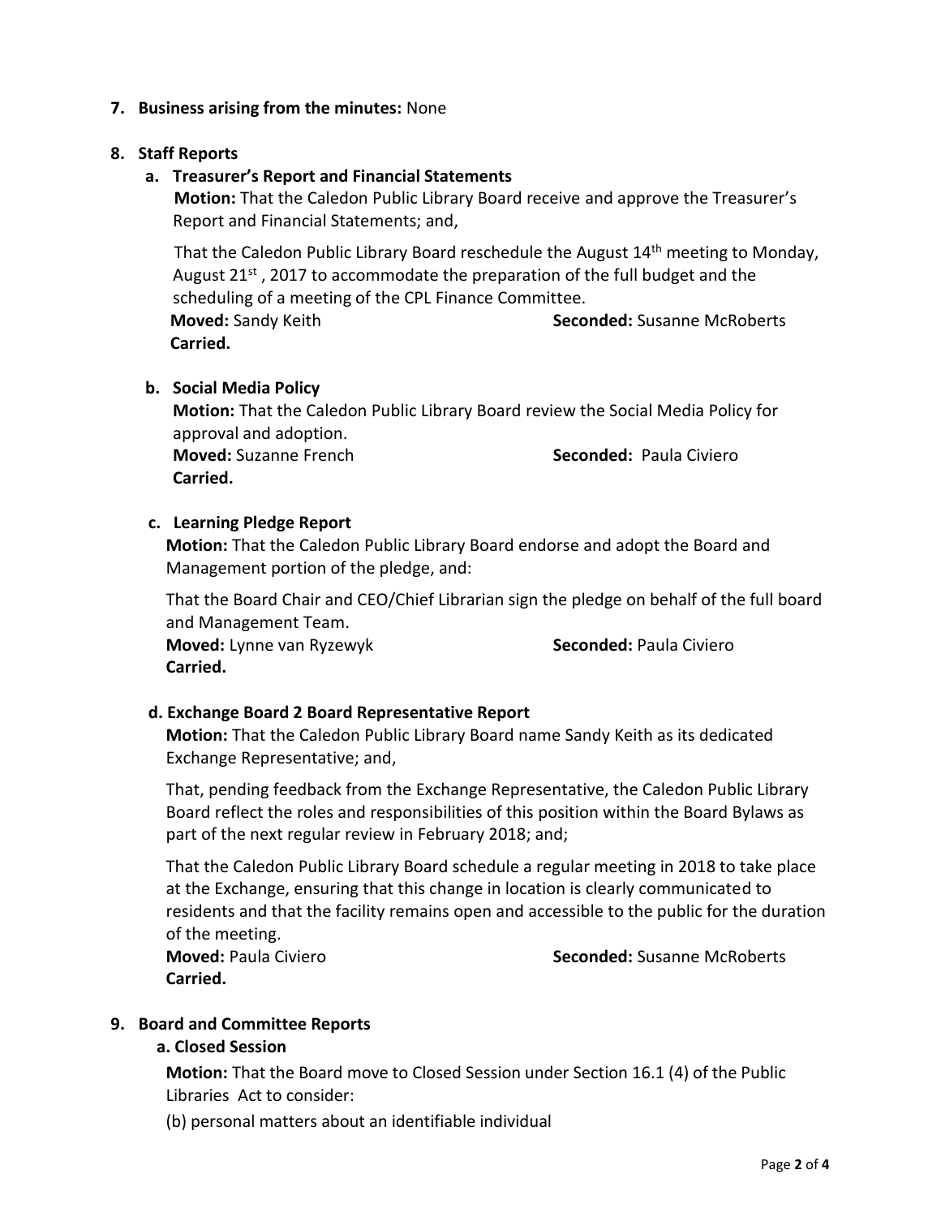**7. Business arising from the minutes:** None

**8. Staff Reports**

**a. Treasurer's Report and Financial Statements**

**Motion:** That the Caledon Public Library Board receive and approve the Treasurer's Report and Financial Statements; and,

That the Caledon Public Library Board reschedule the August 14th meeting to Monday, August 21st, 2017 to accommodate the preparation of the full budget and the scheduling of a meeting of the CPL Finance Committee.

**Moved:** Sandy Keith **Seconded:** Susanne McRoberts

**Carried.**

**b. Social Media Policy**

**Motion:** That the Caledon Public Library Board review the Social Media Policy for approval and adoption.

**Moved:** Suzanne French **Seconded:** Paula Civiero

**Carried.**

**c. Learning Pledge Report**

**Motion:** That the Caledon Public Library Board endorse and adopt the Board and Management portion of the pledge, and:

That the Board Chair and CEO/Chief Librarian sign the pledge on behalf of the full board and Management Team.

**Moved:** Lynne van Ryzewyk **Seconded:** Paula Civiero

**Carried.**

**d. Exchange Board 2 Board Representative Report**

**Motion:** That the Caledon Public Library Board name Sandy Keith as its dedicated Exchange Representative; and,

That, pending feedback from the Exchange Representative, the Caledon Public Library Board reflect the roles and responsibilities of this position within the Board Bylaws as part of the next regular review in February 2018; and;

That the Caledon Public Library Board schedule a regular meeting in 2018 to take place at the Exchange, ensuring that this change in location is clearly communicated to residents and that the facility remains open and accessible to the public for the duration of the meeting.

**Moved:** Paula Civiero **Seconded:** Susanne McRoberts

**Carried.**

**9. Board and Committee Reports**

**a. Closed Session**

**Motion:** That the Board move to Closed Session under Section 16.1 (4) of the Public Libraries Act to consider:

(b) personal matters about an identifiable individual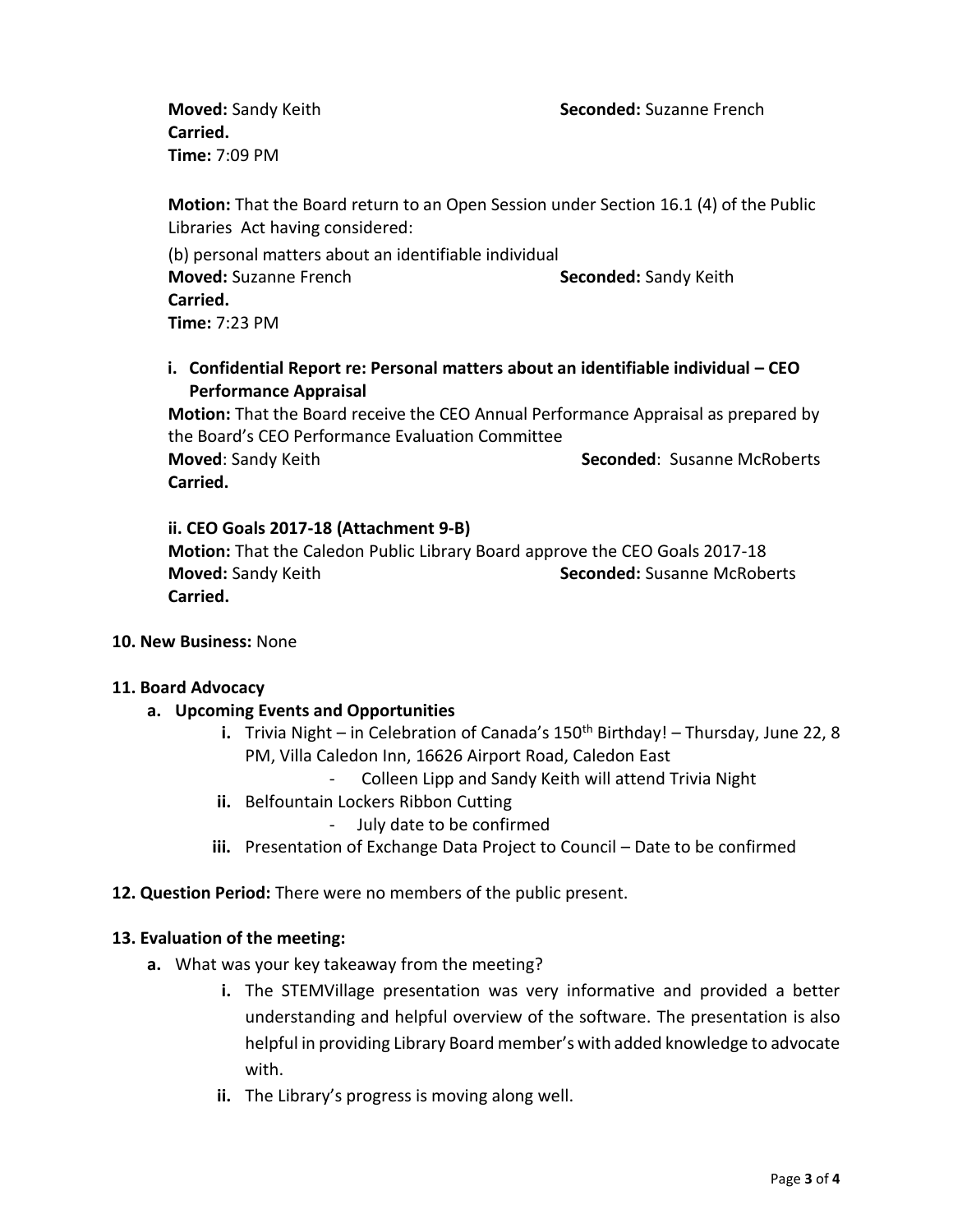**Moved:** Sandy Keith **Seconded:** Suzanne French
**Carried.**
**Time:** 7:09 PM

**Motion:** That the Board return to an Open Session under Section 16.1 (4) of the Public Libraries Act having considered:

(b) personal matters about an identifiable individual
**Moved:** Suzanne French **Seconded:** Sandy Keith
**Carried.**
**Time:** 7:23 PM

**i. Confidential Report re: Personal matters about an identifiable individual – CEO Performance Appraisal**

**Motion:** That the Board receive the CEO Annual Performance Appraisal as prepared by the Board's CEO Performance Evaluation Committee
**Moved**: Sandy Keith **Seconded**: Susanne McRoberts
**Carried.**

**ii. CEO Goals 2017-18 (Attachment 9-B)**

**Motion:** That the Caledon Public Library Board approve the CEO Goals 2017-18
**Moved:** Sandy Keith **Seconded:** Susanne McRoberts
**Carried.**

**10. New Business:** None

**11. Board Advocacy**

**a. Upcoming Events and Opportunities**

- **i.** Trivia Night – in Celebration of Canada's 150th Birthday! – Thursday, June 22, 8 PM, Villa Caledon Inn, 16626 Airport Road, Caledon East
  - Colleen Lipp and Sandy Keith will attend Trivia Night
- **ii.** Belfountain Lockers Ribbon Cutting
  - July date to be confirmed
- **iii.** Presentation of Exchange Data Project to Council – Date to be confirmed

**12. Question Period:** There were no members of the public present.

**13. Evaluation of the meeting:**

**a.** What was your key takeaway from the meeting?

- **i.** The STEMVillage presentation was very informative and provided a better understanding and helpful overview of the software. The presentation is also helpful in providing Library Board member's with added knowledge to advocate with.
- **ii.** The Library's progress is moving along well.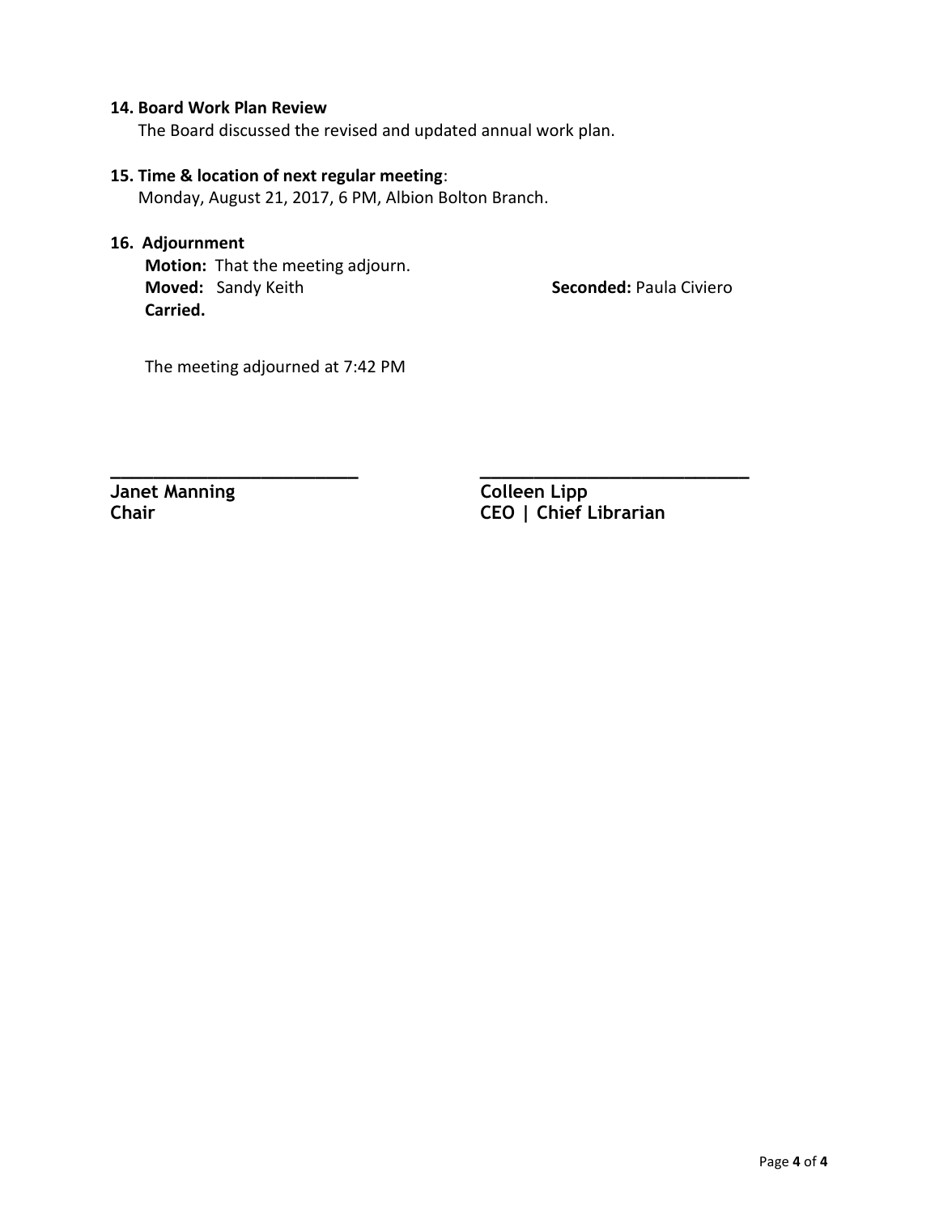**14. Board Work Plan Review**

The Board discussed the revised and updated annual work plan.

**15. Time & location of next regular meeting**:

Monday, August 21, 2017, 6 PM, Albion Bolton Branch.

**16. Adjournment**

**Motion:** That the meeting adjourn.

**Moved:** Sandy Keith **Seconded:** Paula Civiero

**Carried.**

The meeting adjourned at 7:42 PM

\_\_\_\_\_\_\_\_\_\_\_\_\_\_\_\_\_\_\_\_\_\_\_\_\_\_

**Janet Manning**
**Chair**

\_\_\_\_\_\_\_\_\_\_\_\_\_\_\_\_\_\_\_\_\_\_\_\_\_\_

**Colleen Lipp**
**CEO | Chief Librarian**